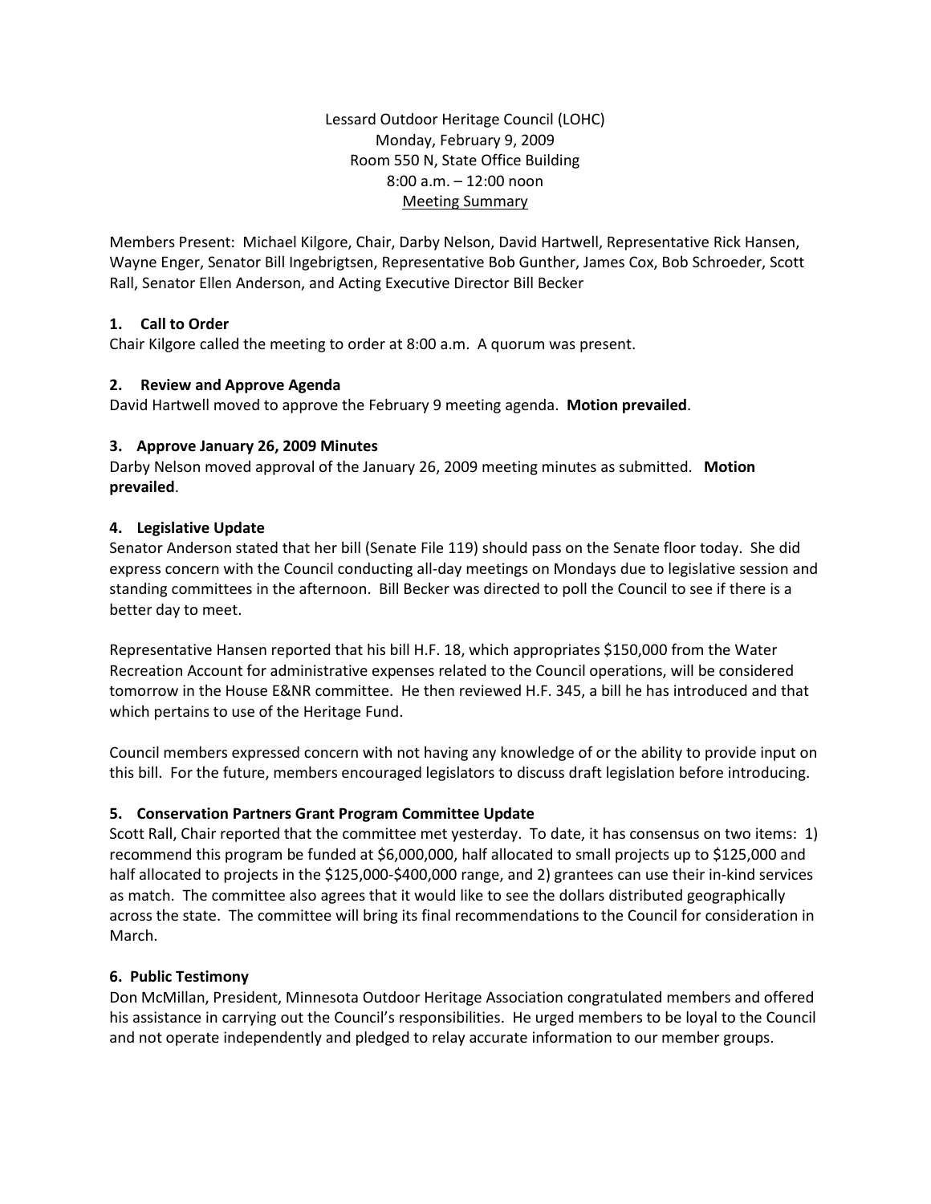Lessard Outdoor Heritage Council (LOHC)
Monday, February 9, 2009
Room 550 N, State Office Building
8:00 a.m. – 12:00 noon
Meeting Summary

Members Present: Michael Kilgore, Chair, Darby Nelson, David Hartwell, Representative Rick Hansen, Wayne Enger, Senator Bill Ingebrigtsen, Representative Bob Gunther, James Cox, Bob Schroeder, Scott Rall, Senator Ellen Anderson, and Acting Executive Director Bill Becker

### 1. Call to Order

Chair Kilgore called the meeting to order at 8:00 a.m. A quorum was present.

### 2. Review and Approve Agenda

David Hartwell moved to approve the February 9 meeting agenda. **Motion prevailed**.

### 3. Approve January 26, 2009 Minutes

Darby Nelson moved approval of the January 26, 2009 meeting minutes as submitted. **Motion prevailed**.

### 4. Legislative Update

Senator Anderson stated that her bill (Senate File 119) should pass on the Senate floor today. She did express concern with the Council conducting all-day meetings on Mondays due to legislative session and standing committees in the afternoon. Bill Becker was directed to poll the Council to see if there is a better day to meet.

Representative Hansen reported that his bill H.F. 18, which appropriates $150,000 from the Water Recreation Account for administrative expenses related to the Council operations, will be considered tomorrow in the House E&NR committee. He then reviewed H.F. 345, a bill he has introduced and that which pertains to use of the Heritage Fund.

Council members expressed concern with not having any knowledge of or the ability to provide input on this bill. For the future, members encouraged legislators to discuss draft legislation before introducing.

### 5. Conservation Partners Grant Program Committee Update

Scott Rall, Chair reported that the committee met yesterday. To date, it has consensus on two items: 1) recommend this program be funded at $6,000,000, half allocated to small projects up to $125,000 and half allocated to projects in the $125,000-$400,000 range, and 2) grantees can use their in-kind services as match. The committee also agrees that it would like to see the dollars distributed geographically across the state. The committee will bring its final recommendations to the Council for consideration in March.

### 6. Public Testimony

Don McMillan, President, Minnesota Outdoor Heritage Association congratulated members and offered his assistance in carrying out the Council's responsibilities. He urged members to be loyal to the Council and not operate independently and pledged to relay accurate information to our member groups.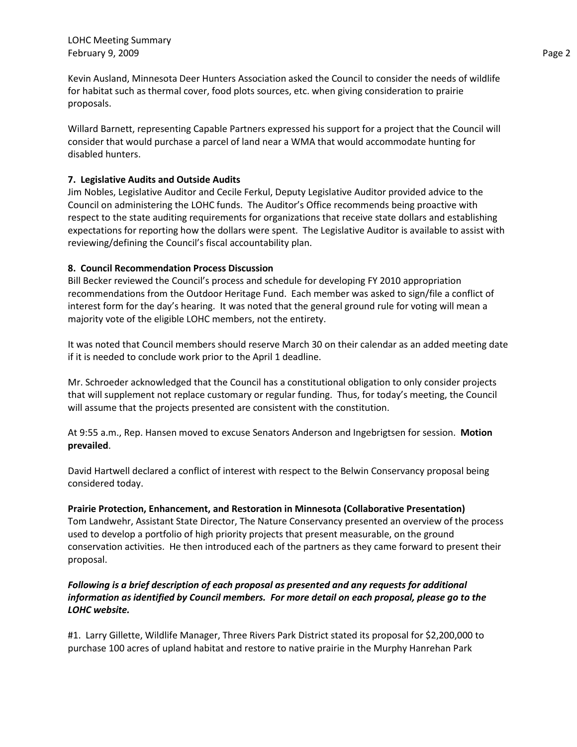Kevin Ausland, Minnesota Deer Hunters Association asked the Council to consider the needs of wildlife for habitat such as thermal cover, food plots sources, etc. when giving consideration to prairie proposals.

Willard Barnett, representing Capable Partners expressed his support for a project that the Council will consider that would purchase a parcel of land near a WMA that would accommodate hunting for disabled hunters.

**7. Legislative Audits and Outside Audits**
Jim Nobles, Legislative Auditor and Cecile Ferkul, Deputy Legislative Auditor provided advice to the Council on administering the LOHC funds. The Auditor's Office recommends being proactive with respect to the state auditing requirements for organizations that receive state dollars and establishing expectations for reporting how the dollars were spent. The Legislative Auditor is available to assist with reviewing/defining the Council's fiscal accountability plan.

**8. Council Recommendation Process Discussion**
Bill Becker reviewed the Council's process and schedule for developing FY 2010 appropriation recommendations from the Outdoor Heritage Fund. Each member was asked to sign/file a conflict of interest form for the day's hearing. It was noted that the general ground rule for voting will mean a majority vote of the eligible LOHC members, not the entirety.

It was noted that Council members should reserve March 30 on their calendar as an added meeting date if it is needed to conclude work prior to the April 1 deadline.

Mr. Schroeder acknowledged that the Council has a constitutional obligation to only consider projects that will supplement not replace customary or regular funding. Thus, for today's meeting, the Council will assume that the projects presented are consistent with the constitution.

At 9:55 a.m., Rep. Hansen moved to excuse Senators Anderson and Ingebrigtsen for session. **Motion prevailed**.

David Hartwell declared a conflict of interest with respect to the Belwin Conservancy proposal being considered today.

**Prairie Protection, Enhancement, and Restoration in Minnesota (Collaborative Presentation)**
Tom Landwehr, Assistant State Director, The Nature Conservancy presented an overview of the process used to develop a portfolio of high priority projects that present measurable, on the ground conservation activities. He then introduced each of the partners as they came forward to present their proposal.

***Following is a brief description of each proposal as presented and any requests for additional information as identified by Council members. For more detail on each proposal, please go to the LOHC website.***

#1. Larry Gillette, Wildlife Manager, Three Rivers Park District stated its proposal for $2,200,000 to purchase 100 acres of upland habitat and restore to native prairie in the Murphy Hanrehan Park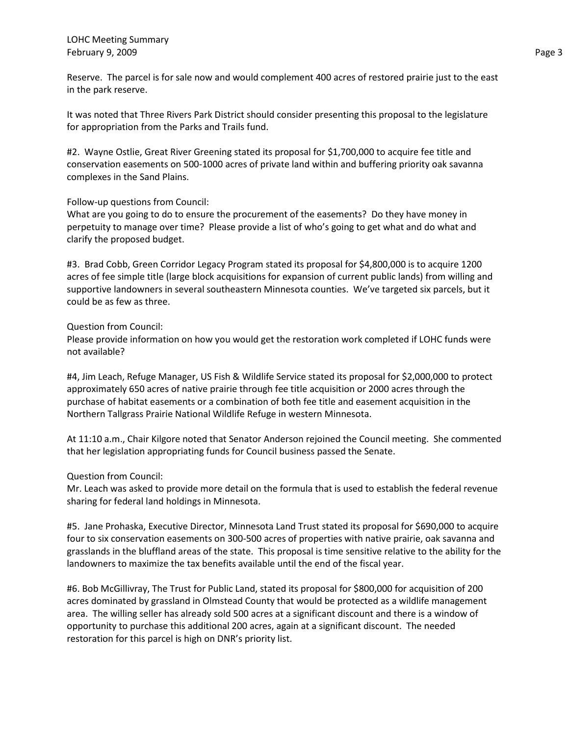Reserve. The parcel is for sale now and would complement 400 acres of restored prairie just to the east in the park reserve.

It was noted that Three Rivers Park District should consider presenting this proposal to the legislature for appropriation from the Parks and Trails fund.

#2. Wayne Ostlie, Great River Greening stated its proposal for $1,700,000 to acquire fee title and conservation easements on 500-1000 acres of private land within and buffering priority oak savanna complexes in the Sand Plains.

Follow-up questions from Council:
What are you going to do to ensure the procurement of the easements? Do they have money in perpetuity to manage over time? Please provide a list of who's going to get what and do what and clarify the proposed budget.

#3. Brad Cobb, Green Corridor Legacy Program stated its proposal for $4,800,000 is to acquire 1200 acres of fee simple title (large block acquisitions for expansion of current public lands) from willing and supportive landowners in several southeastern Minnesota counties. We've targeted six parcels, but it could be as few as three.

Question from Council:
Please provide information on how you would get the restoration work completed if LOHC funds were not available?

#4, Jim Leach, Refuge Manager, US Fish & Wildlife Service stated its proposal for $2,000,000 to protect approximately 650 acres of native prairie through fee title acquisition or 2000 acres through the purchase of habitat easements or a combination of both fee title and easement acquisition in the Northern Tallgrass Prairie National Wildlife Refuge in western Minnesota.

At 11:10 a.m., Chair Kilgore noted that Senator Anderson rejoined the Council meeting. She commented that her legislation appropriating funds for Council business passed the Senate.

Question from Council:
Mr. Leach was asked to provide more detail on the formula that is used to establish the federal revenue sharing for federal land holdings in Minnesota.

#5. Jane Prohaska, Executive Director, Minnesota Land Trust stated its proposal for $690,000 to acquire four to six conservation easements on 300-500 acres of properties with native prairie, oak savanna and grasslands in the bluffland areas of the state. This proposal is time sensitive relative to the ability for the landowners to maximize the tax benefits available until the end of the fiscal year.

#6. Bob McGillivray, The Trust for Public Land, stated its proposal for $800,000 for acquisition of 200 acres dominated by grassland in Olmstead County that would be protected as a wildlife management area. The willing seller has already sold 500 acres at a significant discount and there is a window of opportunity to purchase this additional 200 acres, again at a significant discount. The needed restoration for this parcel is high on DNR's priority list.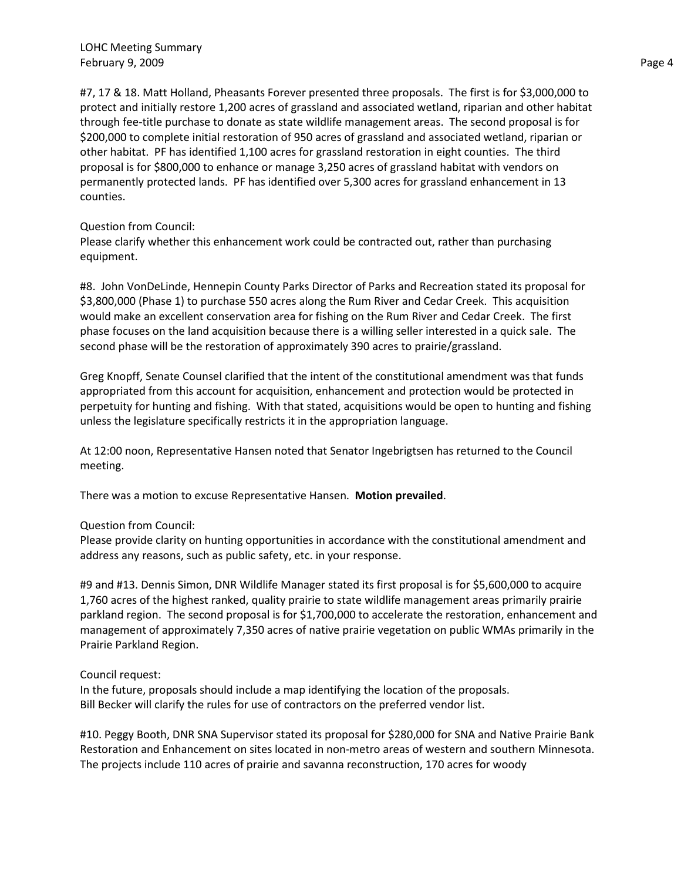#7, 17 & 18. Matt Holland, Pheasants Forever presented three proposals. The first is for $3,000,000 to protect and initially restore 1,200 acres of grassland and associated wetland, riparian and other habitat through fee-title purchase to donate as state wildlife management areas. The second proposal is for $200,000 to complete initial restoration of 950 acres of grassland and associated wetland, riparian or other habitat. PF has identified 1,100 acres for grassland restoration in eight counties. The third proposal is for $800,000 to enhance or manage 3,250 acres of grassland habitat with vendors on permanently protected lands. PF has identified over 5,300 acres for grassland enhancement in 13 counties.

Question from Council:
Please clarify whether this enhancement work could be contracted out, rather than purchasing equipment.

#8. John VonDeLinde, Hennepin County Parks Director of Parks and Recreation stated its proposal for $3,800,000 (Phase 1) to purchase 550 acres along the Rum River and Cedar Creek. This acquisition would make an excellent conservation area for fishing on the Rum River and Cedar Creek. The first phase focuses on the land acquisition because there is a willing seller interested in a quick sale. The second phase will be the restoration of approximately 390 acres to prairie/grassland.

Greg Knopff, Senate Counsel clarified that the intent of the constitutional amendment was that funds appropriated from this account for acquisition, enhancement and protection would be protected in perpetuity for hunting and fishing. With that stated, acquisitions would be open to hunting and fishing unless the legislature specifically restricts it in the appropriation language.

At 12:00 noon, Representative Hansen noted that Senator Ingebrigtsen has returned to the Council meeting.

There was a motion to excuse Representative Hansen. **Motion prevailed**.

Question from Council:
Please provide clarity on hunting opportunities in accordance with the constitutional amendment and address any reasons, such as public safety, etc. in your response.

#9 and #13. Dennis Simon, DNR Wildlife Manager stated its first proposal is for $5,600,000 to acquire 1,760 acres of the highest ranked, quality prairie to state wildlife management areas primarily prairie parkland region. The second proposal is for $1,700,000 to accelerate the restoration, enhancement and management of approximately 7,350 acres of native prairie vegetation on public WMAs primarily in the Prairie Parkland Region.

Council request:
In the future, proposals should include a map identifying the location of the proposals.
Bill Becker will clarify the rules for use of contractors on the preferred vendor list.

#10. Peggy Booth, DNR SNA Supervisor stated its proposal for $280,000 for SNA and Native Prairie Bank Restoration and Enhancement on sites located in non-metro areas of western and southern Minnesota. The projects include 110 acres of prairie and savanna reconstruction, 170 acres for woody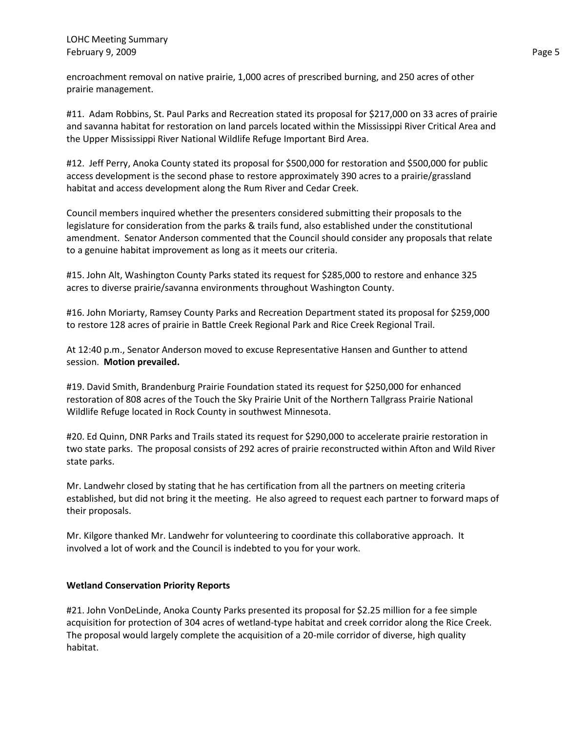encroachment removal on native prairie, 1,000 acres of prescribed burning, and 250 acres of other prairie management.

#11. Adam Robbins, St. Paul Parks and Recreation stated its proposal for $217,000 on 33 acres of prairie and savanna habitat for restoration on land parcels located within the Mississippi River Critical Area and the Upper Mississippi River National Wildlife Refuge Important Bird Area.

#12. Jeff Perry, Anoka County stated its proposal for $500,000 for restoration and $500,000 for public access development is the second phase to restore approximately 390 acres to a prairie/grassland habitat and access development along the Rum River and Cedar Creek.

Council members inquired whether the presenters considered submitting their proposals to the legislature for consideration from the parks & trails fund, also established under the constitutional amendment. Senator Anderson commented that the Council should consider any proposals that relate to a genuine habitat improvement as long as it meets our criteria.

#15. John Alt, Washington County Parks stated its request for $285,000 to restore and enhance 325 acres to diverse prairie/savanna environments throughout Washington County.

#16. John Moriarty, Ramsey County Parks and Recreation Department stated its proposal for $259,000 to restore 128 acres of prairie in Battle Creek Regional Park and Rice Creek Regional Trail.

At 12:40 p.m., Senator Anderson moved to excuse Representative Hansen and Gunther to attend session. **Motion prevailed.**

#19. David Smith, Brandenburg Prairie Foundation stated its request for $250,000 for enhanced restoration of 808 acres of the Touch the Sky Prairie Unit of the Northern Tallgrass Prairie National Wildlife Refuge located in Rock County in southwest Minnesota.

#20. Ed Quinn, DNR Parks and Trails stated its request for $290,000 to accelerate prairie restoration in two state parks. The proposal consists of 292 acres of prairie reconstructed within Afton and Wild River state parks.

Mr. Landwehr closed by stating that he has certification from all the partners on meeting criteria established, but did not bring it the meeting. He also agreed to request each partner to forward maps of their proposals.

Mr. Kilgore thanked Mr. Landwehr for volunteering to coordinate this collaborative approach. It involved a lot of work and the Council is indebted to you for your work.

**Wetland Conservation Priority Reports**

#21. John VonDeLinde, Anoka County Parks presented its proposal for $2.25 million for a fee simple acquisition for protection of 304 acres of wetland-type habitat and creek corridor along the Rice Creek. The proposal would largely complete the acquisition of a 20-mile corridor of diverse, high quality habitat.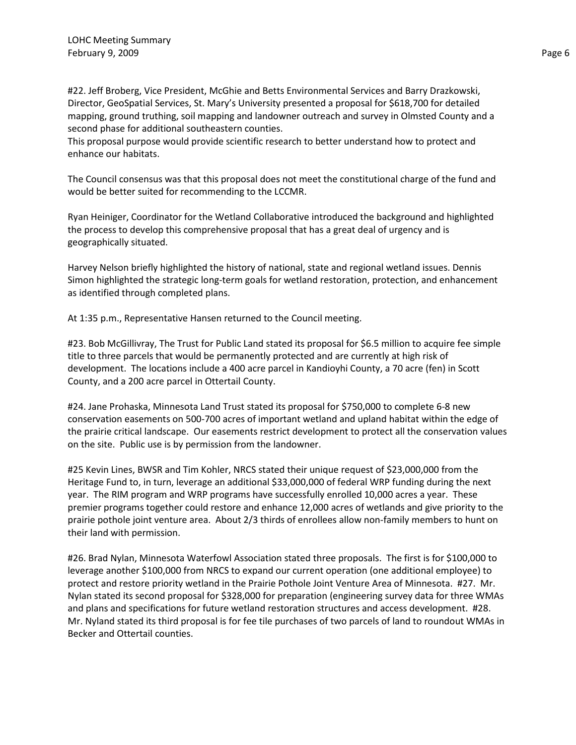#22. Jeff Broberg, Vice President, McGhie and Betts Environmental Services and Barry Drazkowski, Director, GeoSpatial Services, St. Mary's University presented a proposal for $618,700 for detailed mapping, ground truthing, soil mapping and landowner outreach and survey in Olmsted County and a second phase for additional southeastern counties.
This proposal purpose would provide scientific research to better understand how to protect and enhance our habitats.

The Council consensus was that this proposal does not meet the constitutional charge of the fund and would be better suited for recommending to the LCCMR.

Ryan Heiniger, Coordinator for the Wetland Collaborative introduced the background and highlighted the process to develop this comprehensive proposal that has a great deal of urgency and is geographically situated.

Harvey Nelson briefly highlighted the history of national, state and regional wetland issues. Dennis Simon highlighted the strategic long-term goals for wetland restoration, protection, and enhancement as identified through completed plans.

At 1:35 p.m., Representative Hansen returned to the Council meeting.

#23. Bob McGillivray, The Trust for Public Land stated its proposal for $6.5 million to acquire fee simple title to three parcels that would be permanently protected and are currently at high risk of development. The locations include a 400 acre parcel in Kandioyhi County, a 70 acre (fen) in Scott County, and a 200 acre parcel in Ottertail County.

#24. Jane Prohaska, Minnesota Land Trust stated its proposal for $750,000 to complete 6-8 new conservation easements on 500-700 acres of important wetland and upland habitat within the edge of the prairie critical landscape. Our easements restrict development to protect all the conservation values on the site. Public use is by permission from the landowner.

#25 Kevin Lines, BWSR and Tim Kohler, NRCS stated their unique request of $23,000,000 from the Heritage Fund to, in turn, leverage an additional $33,000,000 of federal WRP funding during the next year. The RIM program and WRP programs have successfully enrolled 10,000 acres a year. These premier programs together could restore and enhance 12,000 acres of wetlands and give priority to the prairie pothole joint venture area. About 2/3 thirds of enrollees allow non-family members to hunt on their land with permission.

#26. Brad Nylan, Minnesota Waterfowl Association stated three proposals. The first is for $100,000 to leverage another $100,000 from NRCS to expand our current operation (one additional employee) to protect and restore priority wetland in the Prairie Pothole Joint Venture Area of Minnesota. #27. Mr. Nylan stated its second proposal for $328,000 for preparation (engineering survey data for three WMAs and plans and specifications for future wetland restoration structures and access development. #28. Mr. Nyland stated its third proposal is for fee tile purchases of two parcels of land to roundout WMAs in Becker and Ottertail counties.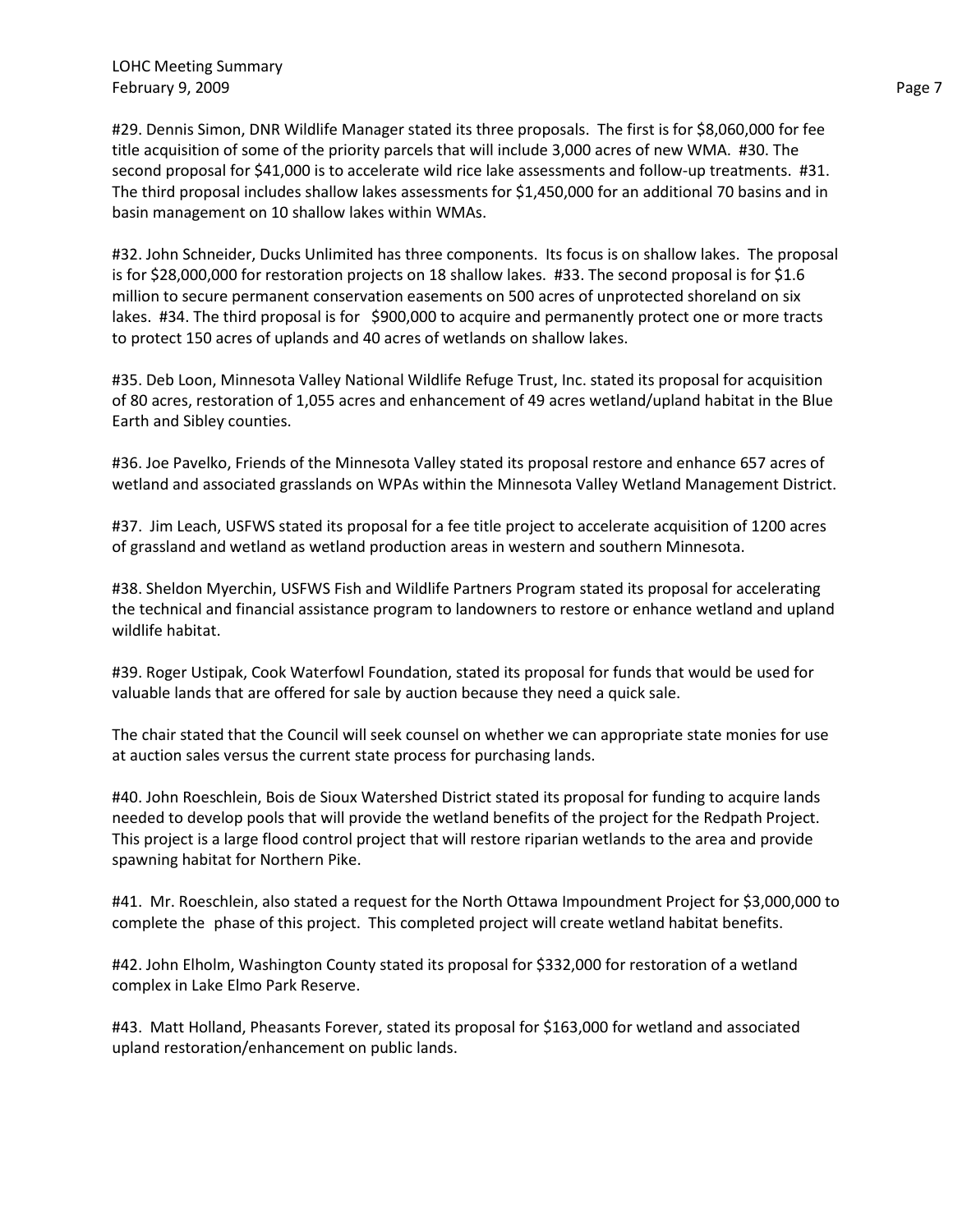#29. Dennis Simon, DNR Wildlife Manager stated its three proposals. The first is for $8,060,000 for fee title acquisition of some of the priority parcels that will include 3,000 acres of new WMA. #30. The second proposal for $41,000 is to accelerate wild rice lake assessments and follow-up treatments. #31. The third proposal includes shallow lakes assessments for $1,450,000 for an additional 70 basins and in basin management on 10 shallow lakes within WMAs.

#32. John Schneider, Ducks Unlimited has three components. Its focus is on shallow lakes. The proposal is for $28,000,000 for restoration projects on 18 shallow lakes. #33. The second proposal is for $1.6 million to secure permanent conservation easements on 500 acres of unprotected shoreland on six lakes. #34. The third proposal is for $900,000 to acquire and permanently protect one or more tracts to protect 150 acres of uplands and 40 acres of wetlands on shallow lakes.

#35. Deb Loon, Minnesota Valley National Wildlife Refuge Trust, Inc. stated its proposal for acquisition of 80 acres, restoration of 1,055 acres and enhancement of 49 acres wetland/upland habitat in the Blue Earth and Sibley counties.

#36. Joe Pavelko, Friends of the Minnesota Valley stated its proposal restore and enhance 657 acres of wetland and associated grasslands on WPAs within the Minnesota Valley Wetland Management District.

#37. Jim Leach, USFWS stated its proposal for a fee title project to accelerate acquisition of 1200 acres of grassland and wetland as wetland production areas in western and southern Minnesota.

#38. Sheldon Myerchin, USFWS Fish and Wildlife Partners Program stated its proposal for accelerating the technical and financial assistance program to landowners to restore or enhance wetland and upland wildlife habitat.

#39. Roger Ustipak, Cook Waterfowl Foundation, stated its proposal for funds that would be used for valuable lands that are offered for sale by auction because they need a quick sale.

The chair stated that the Council will seek counsel on whether we can appropriate state monies for use at auction sales versus the current state process for purchasing lands.

#40. John Roeschlein, Bois de Sioux Watershed District stated its proposal for funding to acquire lands needed to develop pools that will provide the wetland benefits of the project for the Redpath Project. This project is a large flood control project that will restore riparian wetlands to the area and provide spawning habitat for Northern Pike.

#41. Mr. Roeschlein, also stated a request for the North Ottawa Impoundment Project for $3,000,000 to complete the phase of this project. This completed project will create wetland habitat benefits.

#42. John Elholm, Washington County stated its proposal for $332,000 for restoration of a wetland complex in Lake Elmo Park Reserve.

#43. Matt Holland, Pheasants Forever, stated its proposal for $163,000 for wetland and associated upland restoration/enhancement on public lands.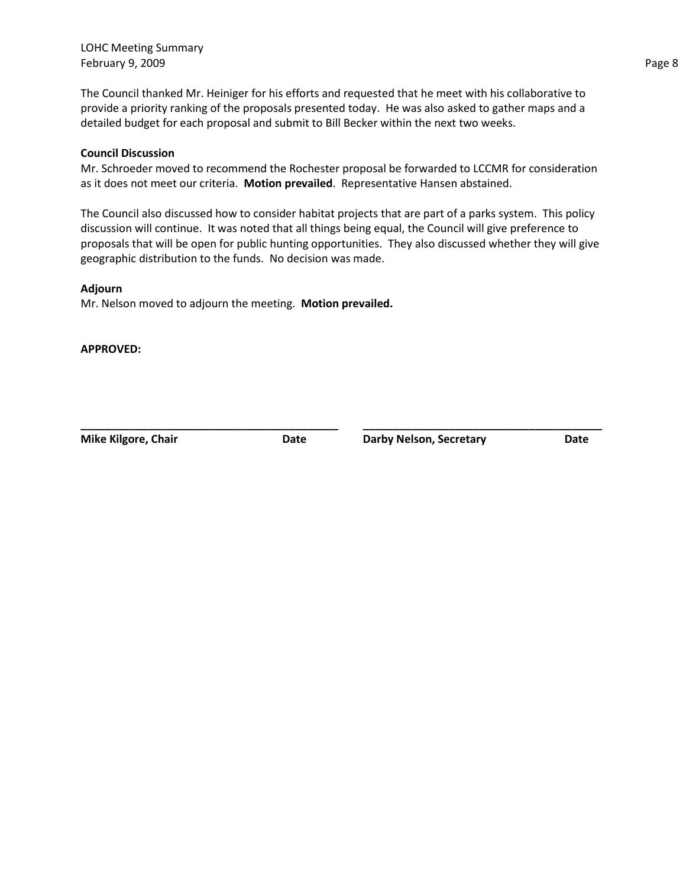The Council thanked Mr. Heiniger for his efforts and requested that he meet with his collaborative to provide a priority ranking of the proposals presented today. He was also asked to gather maps and a detailed budget for each proposal and submit to Bill Becker within the next two weeks.

**Council Discussion**

Mr. Schroeder moved to recommend the Rochester proposal be forwarded to LCCMR for consideration as it does not meet our criteria. **Motion prevailed**. Representative Hansen abstained.

The Council also discussed how to consider habitat projects that are part of a parks system. This policy discussion will continue. It was noted that all things being equal, the Council will give preference to proposals that will be open for public hunting opportunities. They also discussed whether they will give geographic distribution to the funds. No decision was made.

**Adjourn**

Mr. Nelson moved to adjourn the meeting. **Motion prevailed.**

**APPROVED:**

| | | | |
|---|---|---|---|
| **Mike Kilgore, Chair** | **Date** | **Darby Nelson, Secretary** | **Date** |